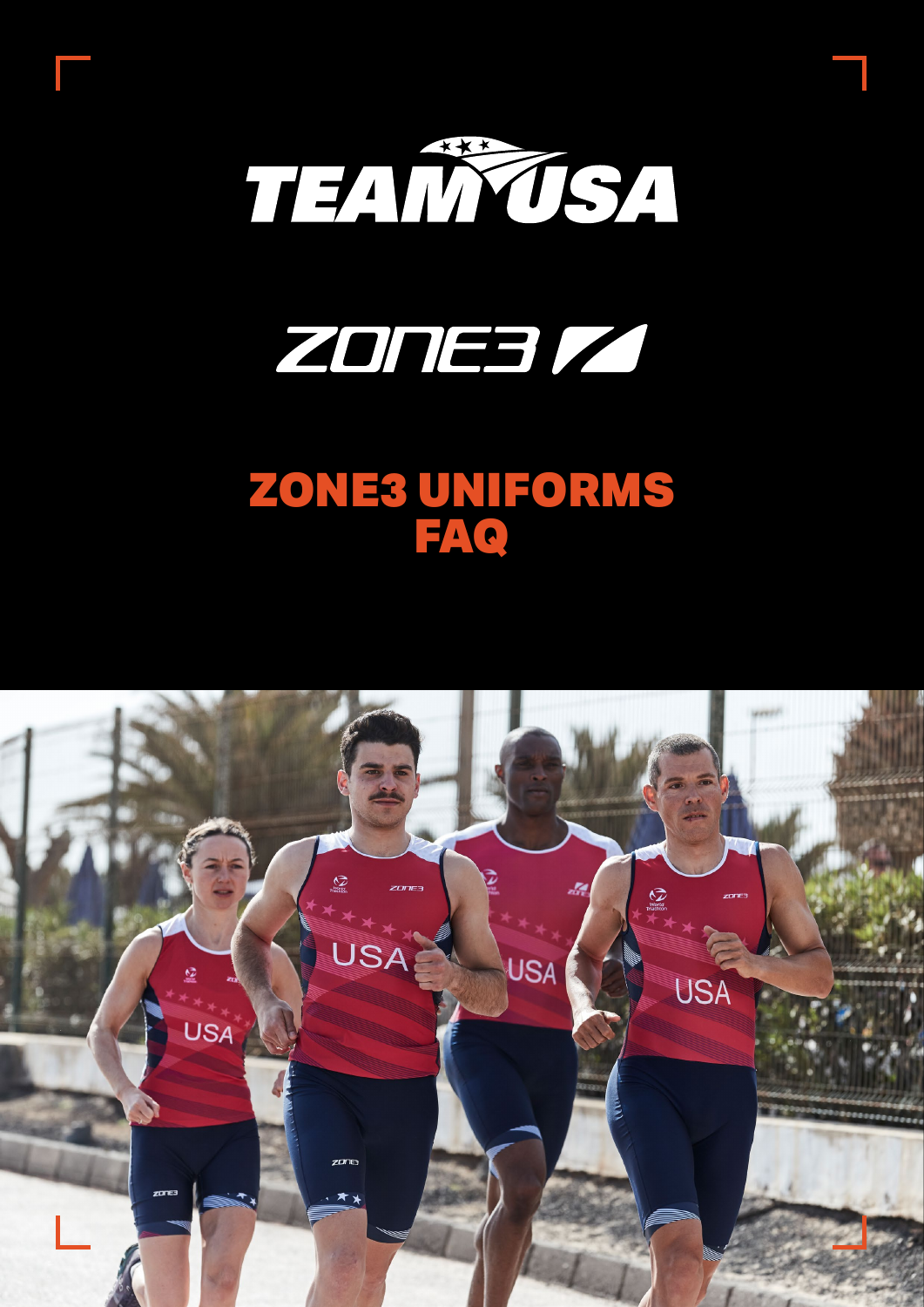# TEAM USA

# ZONE3

# ZONE3 UNIFORMS FAQ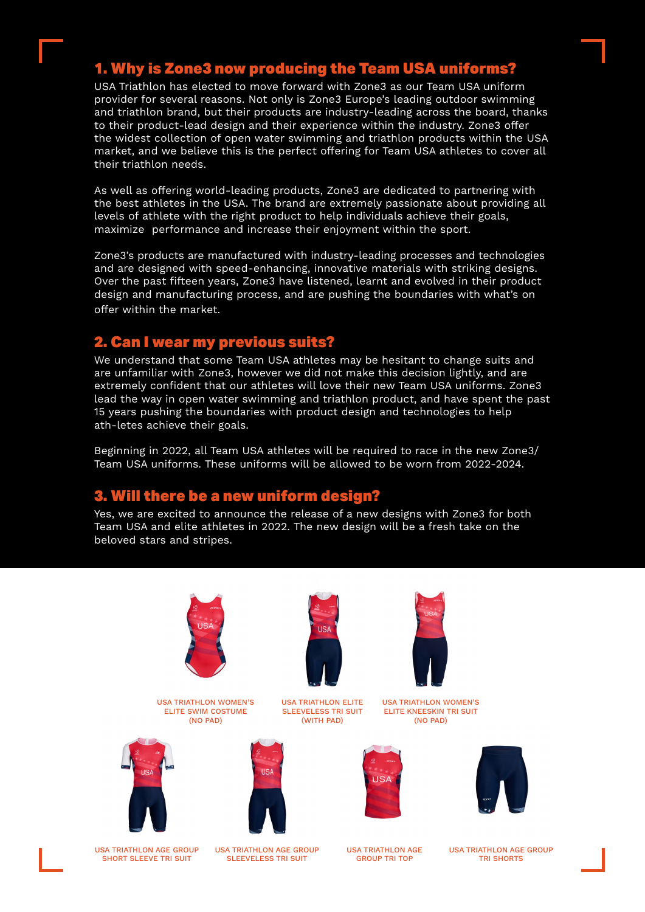## 1. Why is Zone3 now producing the Team USA uniforms?

USA Triathlon has elected to move forward with Zone3 as our Team USA uniform provider for several reasons. Not only is Zone3 Europe's leading outdoor swimming and triathlon brand, but their products are industry-leading across the board, thanks to their product-lead design and their experience within the industry. Zone3 offer the widest collection of open water swimming and triathlon products within the USA market, and we believe this is the perfect offering for Team USA athletes to cover all their triathlon needs.

As well as offering world-leading products, Zone3 are dedicated to partnering with the best athletes in the USA. The brand are extremely passionate about providing all levels of athlete with the right product to help individuals achieve their goals, maximize performance and increase their enjoyment within the sport.

Zone3's products are manufactured with industry-leading processes and technologies and are designed with speed-enhancing, innovative materials with striking designs. Over the past fifteen years, Zone3 have listened, learnt and evolved in their product design and manufacturing process, and are pushing the boundaries with what's on offer within the market.

## 2. Can I wear my previous suits?

We understand that some Team USA athletes may be hesitant to change suits and are unfamiliar with Zone3, however we did not make this decision lightly, and are extremely confident that our athletes will love their new Team USA uniforms. Zone3 lead the way in open water swimming and triathlon product, and have spent the past 15 years pushing the boundaries with product design and technologies to help ath-letes achieve their goals.

Beginning in 2022, all Team USA athletes will be required to race in the new Zone3/ Team USA uniforms. These uniforms will be allowed to be worn from 2022-2024.

## 3. Will there be a new uniform design?

Yes, we are excited to announce the release of a new designs with Zone3 for both Team USA and elite athletes in 2022. The new design will be a fresh take on the beloved stars and stripes.

USA TRIATHLON WOMEN'S ELITE SWIM COSTUME (NO PAD)

USA TRIATHLON ELITE SLEEVELESS TRI SUIT (WITH PAD)

USA TRIATHLON WOMEN'S ELITE KNEESKIN TRI SUIT (NO PAD)

USA TRIATHLON AGE GROUP SHORT SLEEVE TRI SUIT

USA TRIATHLON AGE GROUP SLEEVELESS TRI SUIT

USA TRIATHLON AGE GROUP TRI TOP

USA TRIATHLON AGE GROUP TRI SHORTS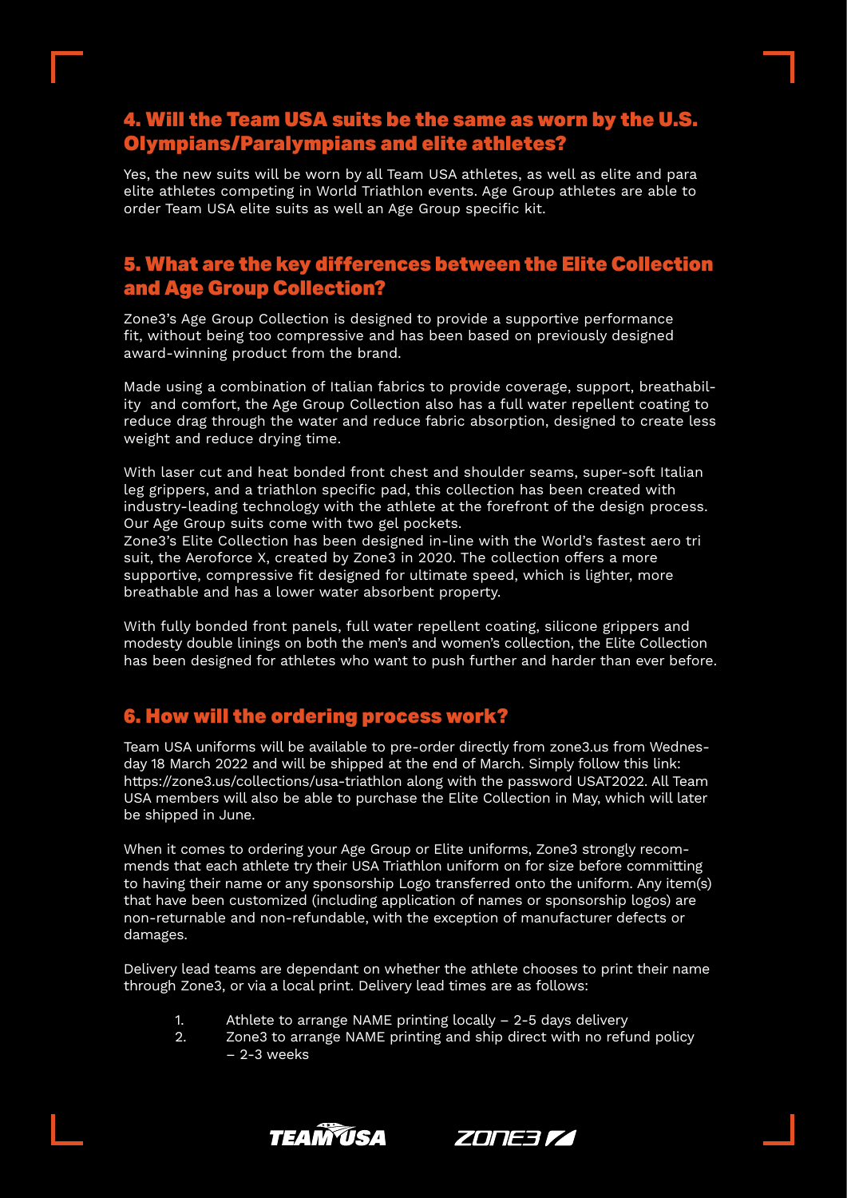## 4. Will the Team USA suits be the same as worn by the U.S. Olympians/Paralympians and elite athletes?

Yes, the new suits will be worn by all Team USA athletes, as well as elite and para elite athletes competing in World Triathlon events. Age Group athletes are able to order Team USA elite suits as well an Age Group specific kit.

## 5. What are the key differences between the Elite Collection and Age Group Collection?

Zone3's Age Group Collection is designed to provide a supportive performance fit, without being too compressive and has been based on previously designed award-winning product from the brand.

Made using a combination of Italian fabrics to provide coverage, support, breathability and comfort, the Age Group Collection also has a full water repellent coating to reduce drag through the water and reduce fabric absorption, designed to create less weight and reduce drying time.

With laser cut and heat bonded front chest and shoulder seams, super-soft Italian leg grippers, and a triathlon specific pad, this collection has been created with industry-leading technology with the athlete at the forefront of the design process. Our Age Group suits come with two gel pockets.
Zone3's Elite Collection has been designed in-line with the World's fastest aero tri suit, the Aeroforce X, created by Zone3 in 2020. The collection offers a more supportive, compressive fit designed for ultimate speed, which is lighter, more breathable and has a lower water absorbent property.

With fully bonded front panels, full water repellent coating, silicone grippers and modesty double linings on both the men's and women's collection, the Elite Collection has been designed for athletes who want to push further and harder than ever before.

## 6. How will the ordering process work?

Team USA uniforms will be available to pre-order directly from zone3.us from Wednesday 18 March 2022 and will be shipped at the end of March. Simply follow this link: https://zone3.us/collections/usa-triathlon along with the password USAT2022. All Team USA members will also be able to purchase the Elite Collection in May, which will later be shipped in June.

When it comes to ordering your Age Group or Elite uniforms, Zone3 strongly recommends that each athlete try their USA Triathlon uniform on for size before committing to having their name or any sponsorship Logo transferred onto the uniform. Any item(s) that have been customized (including application of names or sponsorship logos) are non-returnable and non-refundable, with the exception of manufacturer defects or damages.

Delivery lead teams are dependant on whether the athlete chooses to print their name through Zone3, or via a local print. Delivery lead times are as follows:

1. Athlete to arrange NAME printing locally – 2-5 days delivery
2. Zone3 to arrange NAME printing and ship direct with no refund policy – 2-3 weeks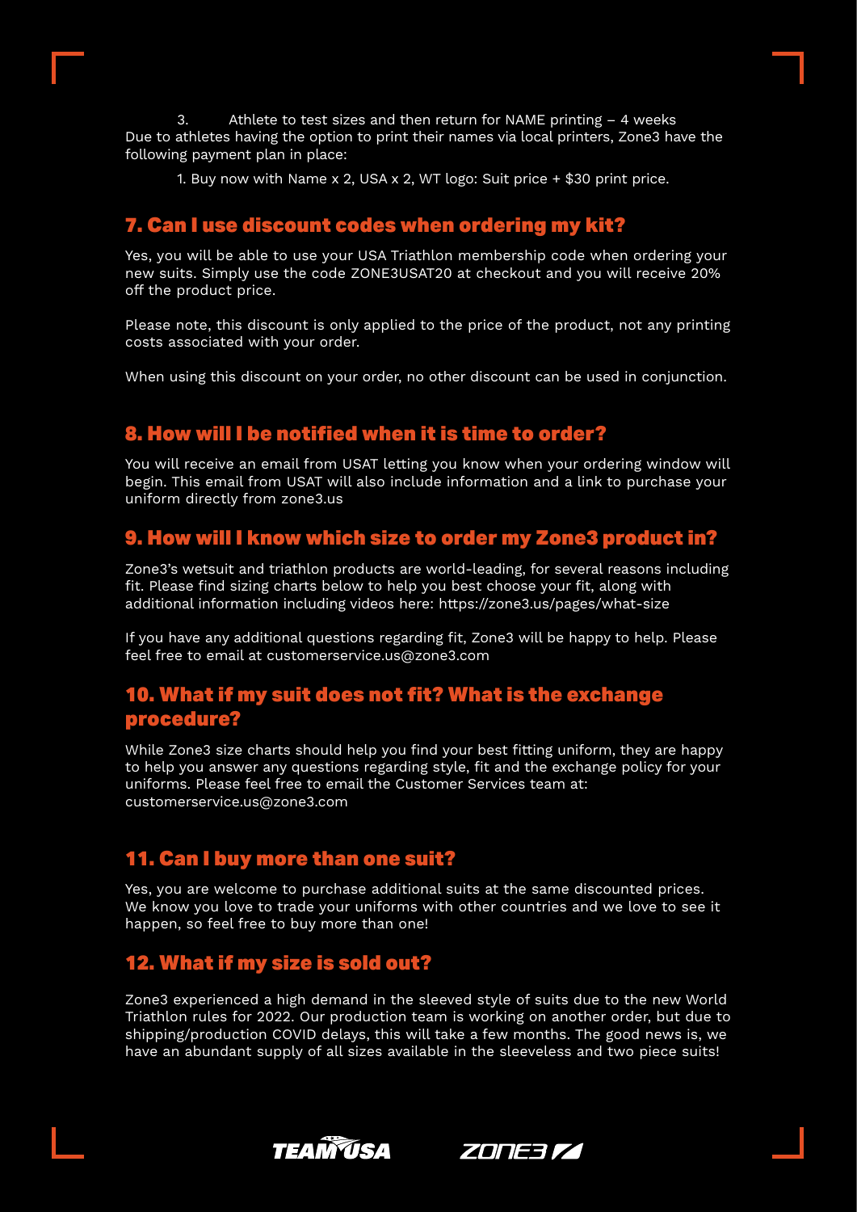3. Athlete to test sizes and then return for NAME printing – 4 weeks

Due to athletes having the option to print their names via local printers, Zone3 have the following payment plan in place:

1. Buy now with Name x 2, USA x 2, WT logo: Suit price + $30 print price.

## 7. Can I use discount codes when ordering my kit?

Yes, you will be able to use your USA Triathlon membership code when ordering your new suits. Simply use the code ZONE3USAT20 at checkout and you will receive 20% off the product price.

Please note, this discount is only applied to the price of the product, not any printing costs associated with your order.

When using this discount on your order, no other discount can be used in conjunction.

## 8. How will I be notified when it is time to order?

You will receive an email from USAT letting you know when your ordering window will begin. This email from USAT will also include information and a link to purchase your uniform directly from zone3.us

## 9. How will I know which size to order my Zone3 product in?

Zone3's wetsuit and triathlon products are world-leading, for several reasons including fit. Please find sizing charts below to help you best choose your fit, along with additional information including videos here: https://zone3.us/pages/what-size

If you have any additional questions regarding fit, Zone3 will be happy to help. Please feel free to email at customerservice.us@zone3.com

## 10. What if my suit does not fit? What is the exchange procedure?

While Zone3 size charts should help you find your best fitting uniform, they are happy to help you answer any questions regarding style, fit and the exchange policy for your uniforms. Please feel free to email the Customer Services team at: customerservice.us@zone3.com

## 11. Can I buy more than one suit?

Yes, you are welcome to purchase additional suits at the same discounted prices. We know you love to trade your uniforms with other countries and we love to see it happen, so feel free to buy more than one!

## 12. What if my size is sold out?

Zone3 experienced a high demand in the sleeved style of suits due to the new World Triathlon rules for 2022. Our production team is working on another order, but due to shipping/production COVID delays, this will take a few months. The good news is, we have an abundant supply of all sizes available in the sleeveless and two piece suits!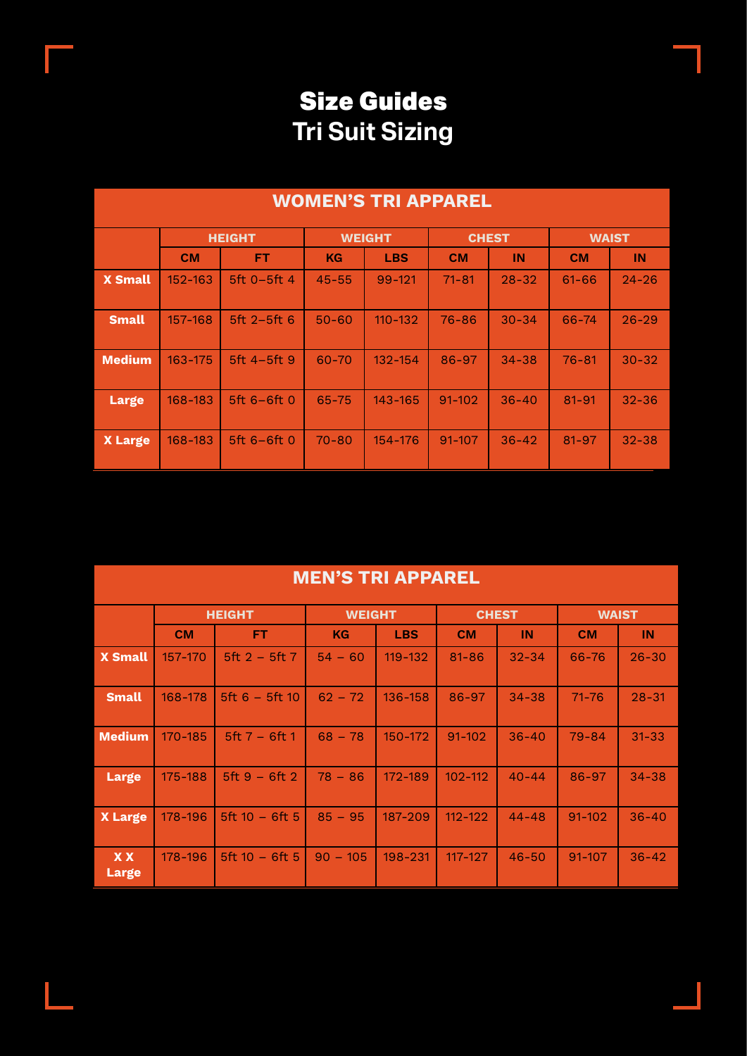# Size Guides

## Tri Suit Sizing

| WOMEN'S TRI APPAREL | | | | | | | | |
|---|---|---|---|---|---|---|---|---|
| | HEIGHT | | WEIGHT | | CHEST | | WAIST | |
| | CM | FT | KG | LBS | CM | IN | CM | IN |
| X Small | 152-163 | 5ft 0–5ft 4 | 45-55 | 99-121 | 71-81 | 28-32 | 61-66 | 24-26 |
| Small | 157-168 | 5ft 2–5ft 6 | 50-60 | 110-132 | 76-86 | 30-34 | 66-74 | 26-29 |
| Medium | 163-175 | 5ft 4–5ft 9 | 60-70 | 132-154 | 86-97 | 34-38 | 76-81 | 30-32 |
| Large | 168-183 | 5ft 6–6ft 0 | 65-75 | 143-165 | 91-102 | 36-40 | 81-91 | 32-36 |
| X Large | 168-183 | 5ft 6–6ft 0 | 70-80 | 154-176 | 91-107 | 36-42 | 81-97 | 32-38 |

| MEN'S TRI APPAREL | | | | | | | | |
|---|---|---|---|---|---|---|---|---|
| | HEIGHT | | WEIGHT | | CHEST | | WAIST | |
| | CM | FT | KG | LBS | CM | IN | CM | IN |
| X Small | 157-170 | 5ft 2 – 5ft 7 | 54 – 60 | 119-132 | 81-86 | 32-34 | 66-76 | 26-30 |
| Small | 168-178 | 5ft 6 – 5ft 10 | 62 – 72 | 136-158 | 86-97 | 34-38 | 71-76 | 28-31 |
| Medium | 170-185 | 5ft 7 – 6ft 1 | 68 – 78 | 150-172 | 91-102 | 36-40 | 79-84 | 31-33 |
| Large | 175-188 | 5ft 9 – 6ft 2 | 78 – 86 | 172-189 | 102-112 | 40-44 | 86-97 | 34-38 |
| X Large | 178-196 | 5ft 10 – 6ft 5 | 85 – 95 | 187-209 | 112-122 | 44-48 | 91-102 | 36-40 |
| X X Large | 178-196 | 5ft 10 – 6ft 5 | 90 – 105 | 198-231 | 117-127 | 46-50 | 91-107 | 36-42 |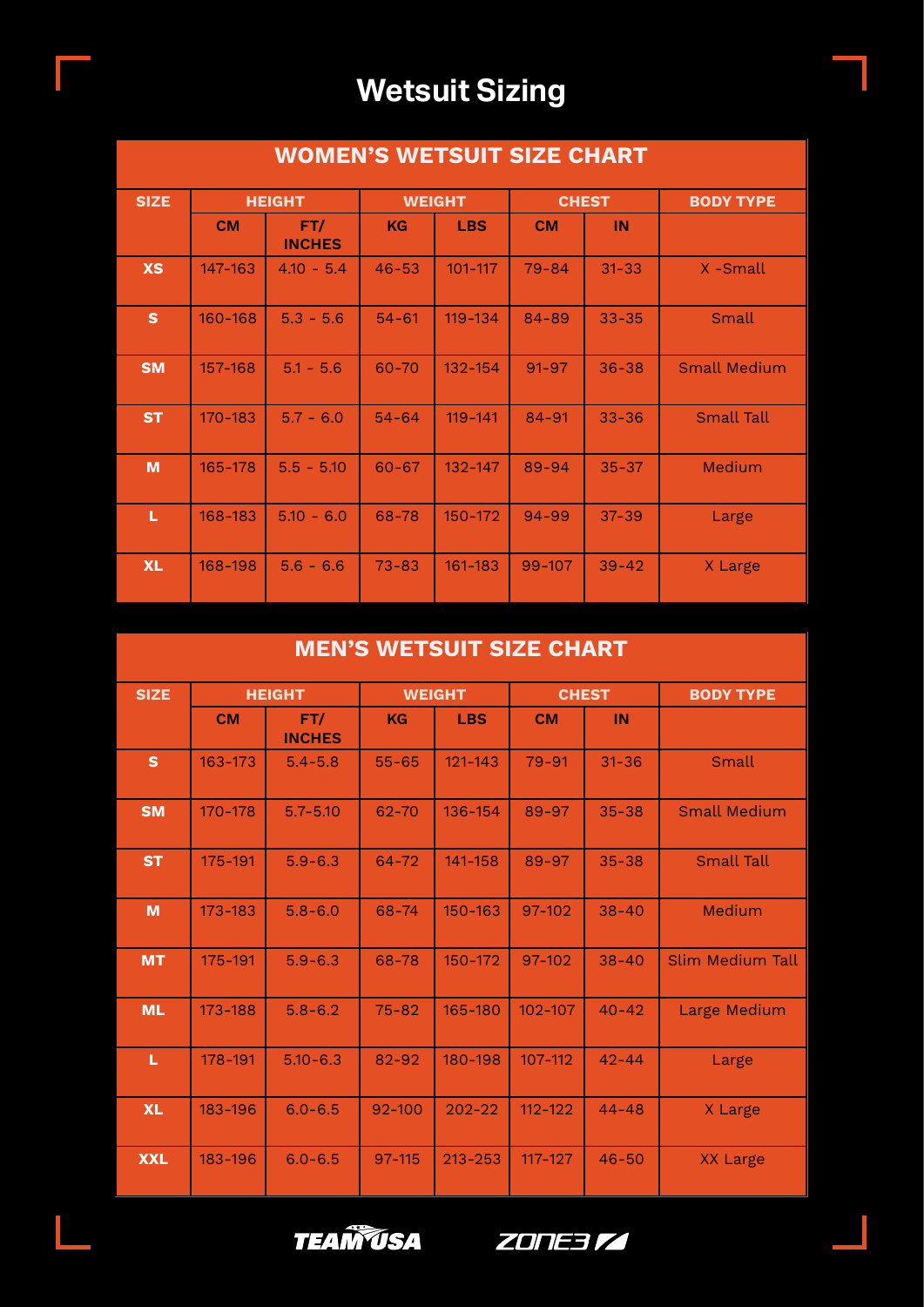# Wetsuit Sizing

## WOMEN'S WETSUIT SIZE CHART

| SIZE | HEIGHT | | WEIGHT | | CHEST | | BODY TYPE |
|---|---|---|---|---|---|---|---|
| | CM | FT/ INCHES | KG | LBS | CM | IN | |
| XS | 147-163 | 4.10 - 5.4 | 46-53 | 101-117 | 79-84 | 31-33 | X -Small |
| S | 160-168 | 5.3 - 5.6 | 54-61 | 119-134 | 84-89 | 33-35 | Small |
| SM | 157-168 | 5.1 - 5.6 | 60-70 | 132-154 | 91-97 | 36-38 | Small Medium |
| ST | 170-183 | 5.7 - 6.0 | 54-64 | 119-141 | 84-91 | 33-36 | Small Tall |
| M | 165-178 | 5.5 - 5.10 | 60-67 | 132-147 | 89-94 | 35-37 | Medium |
| L | 168-183 | 5.10 - 6.0 | 68-78 | 150-172 | 94-99 | 37-39 | Large |
| XL | 168-198 | 5.6 - 6.6 | 73-83 | 161-183 | 99-107 | 39-42 | X Large |

## MEN'S WETSUIT SIZE CHART

| SIZE | HEIGHT | | WEIGHT | | CHEST | | BODY TYPE |
|---|---|---|---|---|---|---|---|
| | CM | FT/ INCHES | KG | LBS | CM | IN | |
| S | 163-173 | 5.4-5.8 | 55-65 | 121-143 | 79-91 | 31-36 | Small |
| SM | 170-178 | 5.7-5.10 | 62-70 | 136-154 | 89-97 | 35-38 | Small Medium |
| ST | 175-191 | 5.9-6.3 | 64-72 | 141-158 | 89-97 | 35-38 | Small Tall |
| M | 173-183 | 5.8-6.0 | 68-74 | 150-163 | 97-102 | 38-40 | Medium |
| MT | 175-191 | 5.9-6.3 | 68-78 | 150-172 | 97-102 | 38-40 | Slim Medium Tall |
| ML | 173-188 | 5.8-6.2 | 75-82 | 165-180 | 102-107 | 40-42 | Large Medium |
| L | 178-191 | 5.10-6.3 | 82-92 | 180-198 | 107-112 | 42-44 | Large |
| XL | 183-196 | 6.0-6.5 | 92-100 | 202-22 | 112-122 | 44-48 | X Large |
| XXL | 183-196 | 6.0-6.5 | 97-115 | 213-253 | 117-127 | 46-50 | XX Large |

TEAM USA ZONE3